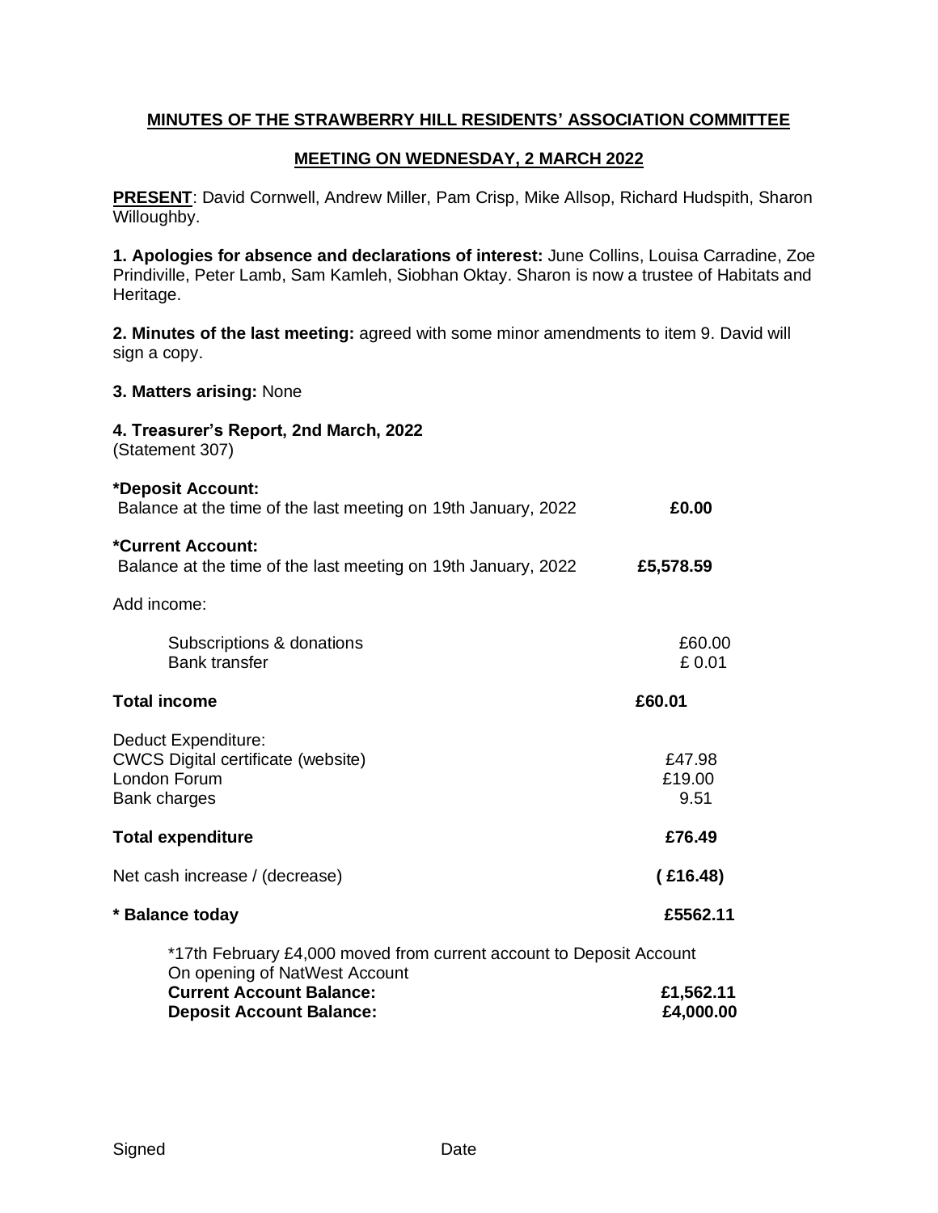**MINUTES OF THE STRAWBERRY HILL RESIDENTS' ASSOCIATION COMMITTEE**

**MEETING ON WEDNESDAY, 2 MARCH 2022**

**PRESENT**: David Cornwell, Andrew Miller, Pam Crisp, Mike Allsop, Richard Hudspith, Sharon Willoughby.

**1. Apologies for absence and declarations of interest:** June Collins, Louisa Carradine, Zoe Prindiville, Peter Lamb, Sam Kamleh, Siobhan Oktay. Sharon is now a trustee of Habitats and Heritage.

**2. Minutes of the last meeting:** agreed with some minor amendments to item 9. David will sign a copy.

**3. Matters arising:** None

**4. Treasurer's Report, 2nd March, 2022**
(Statement 307)

| | | |
|---|---|---|
| ***Deposit Account:** | | |
| Balance at the time of the last meeting on 19th January, 2022 | | **£0.00** |
| ***Current Account:** | | |
| Balance at the time of the last meeting on 19th January, 2022 | | **£5,578.59** |
| Add income: | | |
| Subscriptions & donations | £60.00 | |
| Bank transfer | £ 0.01 | |
| **Total income** | | **£60.01** |
| Deduct Expenditure: | | |
| CWCS Digital certificate (website) | £47.98 | |
| London Forum | £19.00 | |
| Bank charges | 9.51 | |
| **Total expenditure** | | **£76.49** |
| Net cash increase / (decrease) | | **( £16.48)** |
| *** Balance today** | | **£5562.11** |

*17th February £4,000 moved from current account to Deposit Account
On opening of NatWest Account

| | |
|---|---|
| **Current Account Balance:** | **£1,562.11** |
| **Deposit Account Balance:** | **£4,000.00** |

Signed Date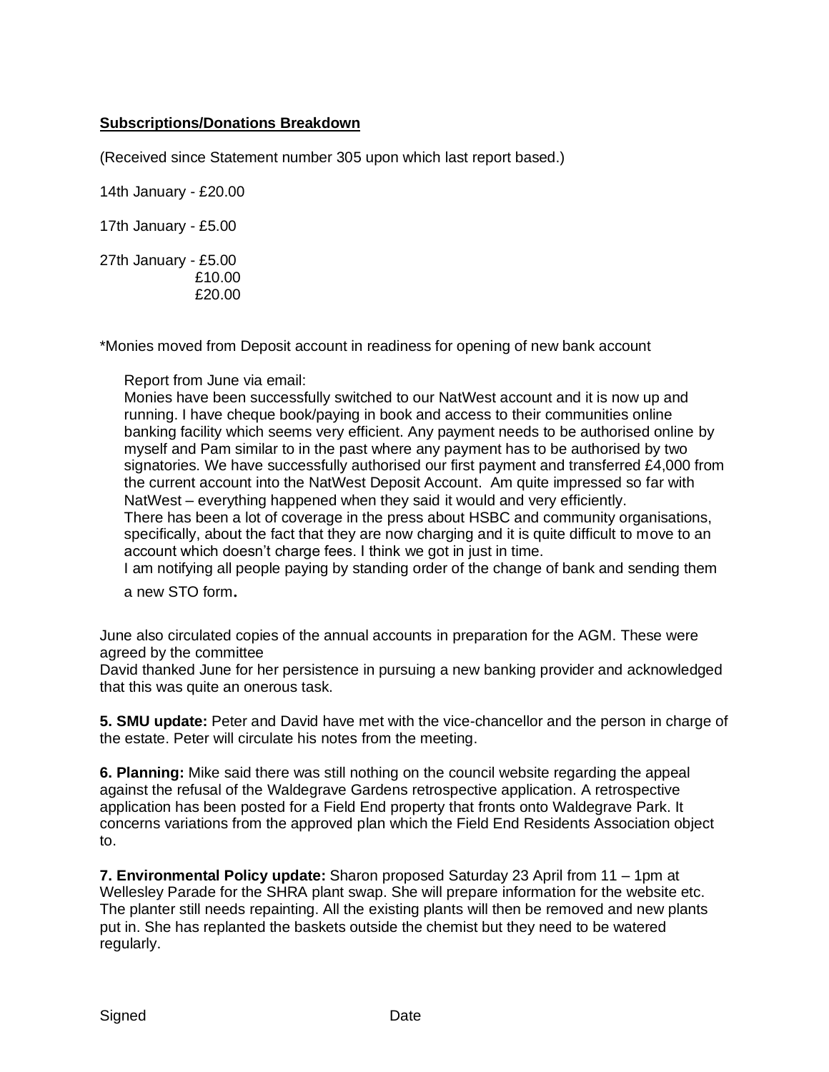**Subscriptions/Donations Breakdown**

(Received since Statement number 305 upon which last report based.)

14th January - £20.00

17th January - £5.00

27th January - £5.00
£10.00
£20.00

*Monies moved from Deposit account in readiness for opening of new bank account

> Report from June via email:
> Monies have been successfully switched to our NatWest account and it is now up and running. I have cheque book/paying in book and access to their communities online banking facility which seems very efficient. Any payment needs to be authorised online by myself and Pam similar to in the past where any payment has to be authorised by two signatories. We have successfully authorised our first payment and transferred £4,000 from the current account into the NatWest Deposit Account. Am quite impressed so far with NatWest – everything happened when they said it would and very efficiently.
> There has been a lot of coverage in the press about HSBC and community organisations, specifically, about the fact that they are now charging and it is quite difficult to move to an account which doesn't charge fees. I think we got in just in time.
> I am notifying all people paying by standing order of the change of bank and sending them a new STO form.

June also circulated copies of the annual accounts in preparation for the AGM. These were agreed by the committee
David thanked June for her persistence in pursuing a new banking provider and acknowledged that this was quite an onerous task.

**5. SMU update:** Peter and David have met with the vice-chancellor and the person in charge of the estate. Peter will circulate his notes from the meeting.

**6. Planning:** Mike said there was still nothing on the council website regarding the appeal against the refusal of the Waldegrave Gardens retrospective application. A retrospective application has been posted for a Field End property that fronts onto Waldegrave Park. It concerns variations from the approved plan which the Field End Residents Association object to.

**7. Environmental Policy update:** Sharon proposed Saturday 23 April from 11 – 1pm at Wellesley Parade for the SHRA plant swap. She will prepare information for the website etc. The planter still needs repainting. All the existing plants will then be removed and new plants put in. She has replanted the baskets outside the chemist but they need to be watered regularly.

Signed Date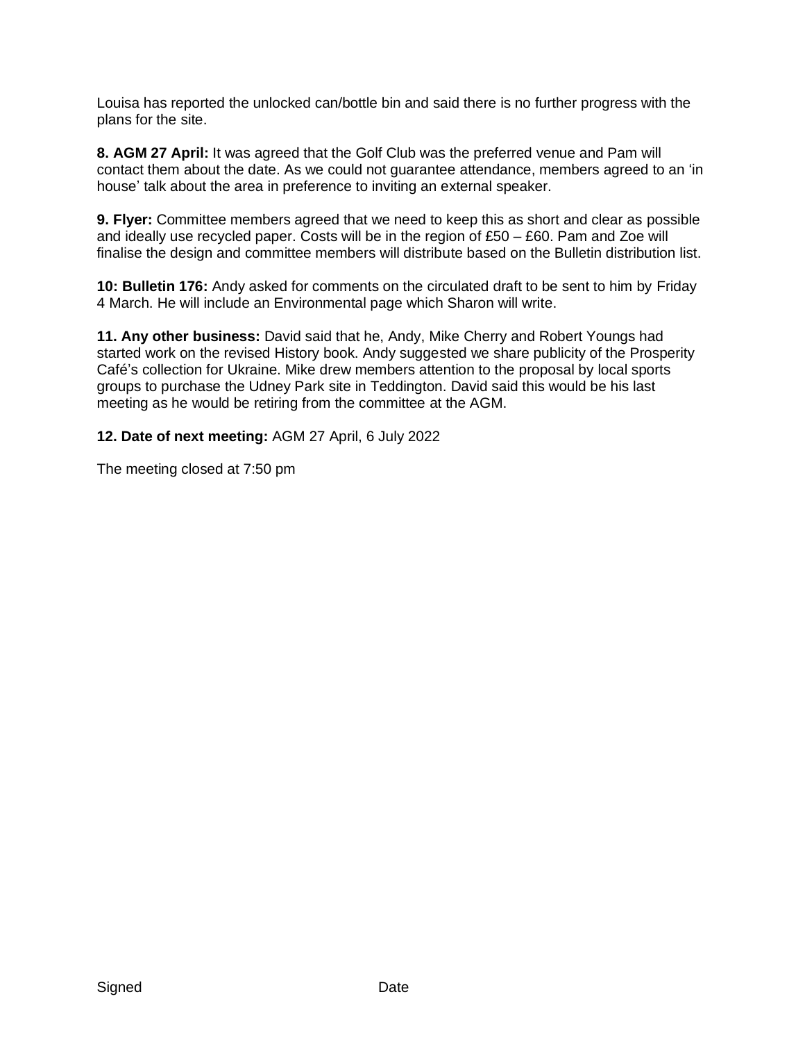Louisa has reported the unlocked can/bottle bin and said there is no further progress with the plans for the site.

**8. AGM 27 April:** It was agreed that the Golf Club was the preferred venue and Pam will contact them about the date. As we could not guarantee attendance, members agreed to an 'in house' talk about the area in preference to inviting an external speaker.

**9. Flyer:** Committee members agreed that we need to keep this as short and clear as possible and ideally use recycled paper. Costs will be in the region of £50 – £60. Pam and Zoe will finalise the design and committee members will distribute based on the Bulletin distribution list.

**10: Bulletin 176:** Andy asked for comments on the circulated draft to be sent to him by Friday 4 March. He will include an Environmental page which Sharon will write.

**11. Any other business:** David said that he, Andy, Mike Cherry and Robert Youngs had started work on the revised History book. Andy suggested we share publicity of the Prosperity Café's collection for Ukraine. Mike drew members attention to the proposal by local sports groups to purchase the Udney Park site in Teddington. David said this would be his last meeting as he would be retiring from the committee at the AGM.

**12. Date of next meeting:** AGM 27 April, 6 July 2022

The meeting closed at 7:50 pm

Signed Date